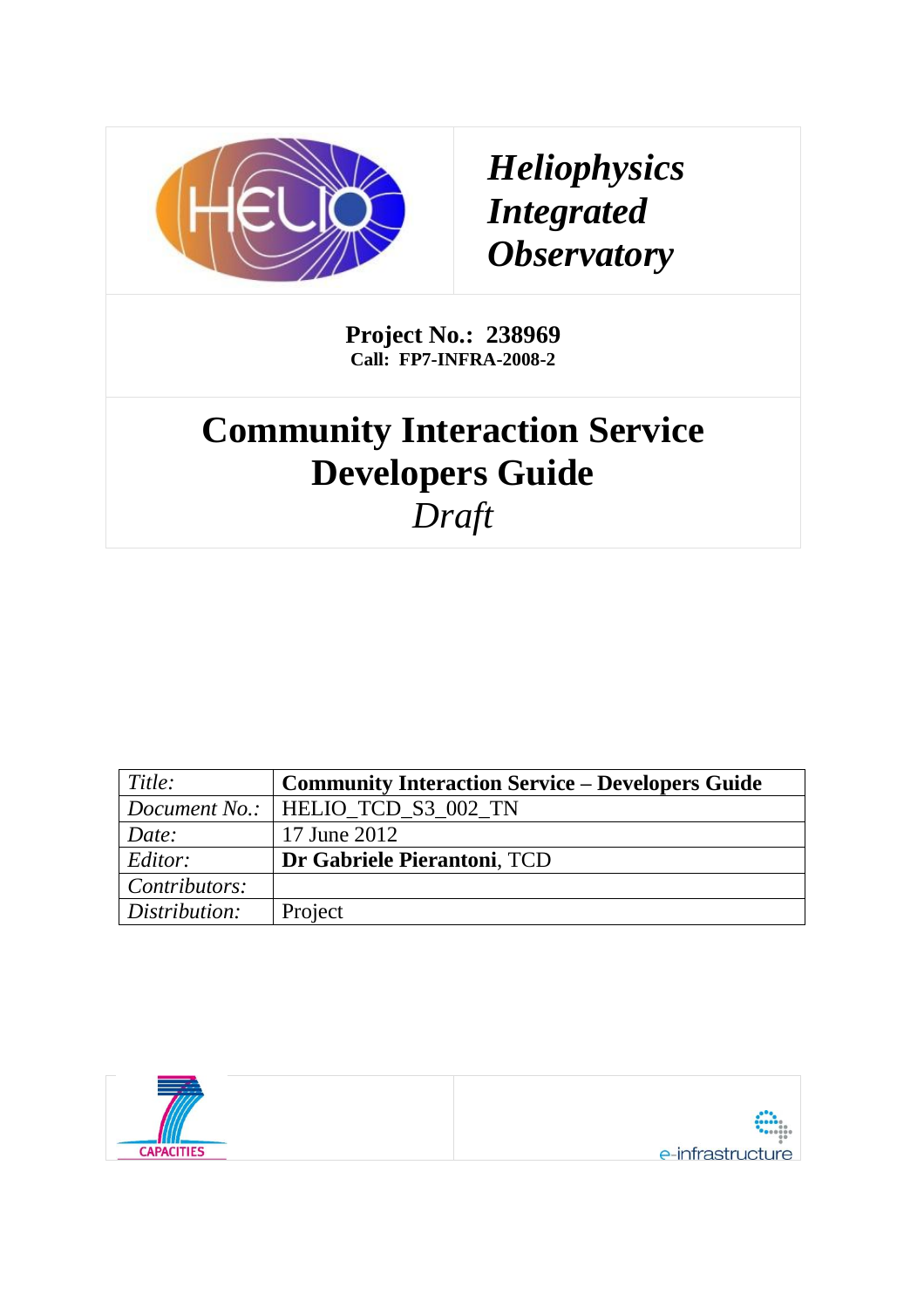***Heliophysics Integrated Observatory***

**Project No.: 238969**
**Call: FP7-INFRA-2008-2**

# Community Interaction Service Developers Guide

*Draft*

| *Title:* | **Community Interaction Service – Developers Guide** |
|---|---|
| *Document No.:* | HELIO_TCD_S3_002_TN |
| *Date:* | 17 June 2012 |
| *Editor:* | **Dr Gabriele Pierantoni**, TCD |
| *Contributors:* | |
| *Distribution:* | Project |

CAPACITIES

e-infrastructure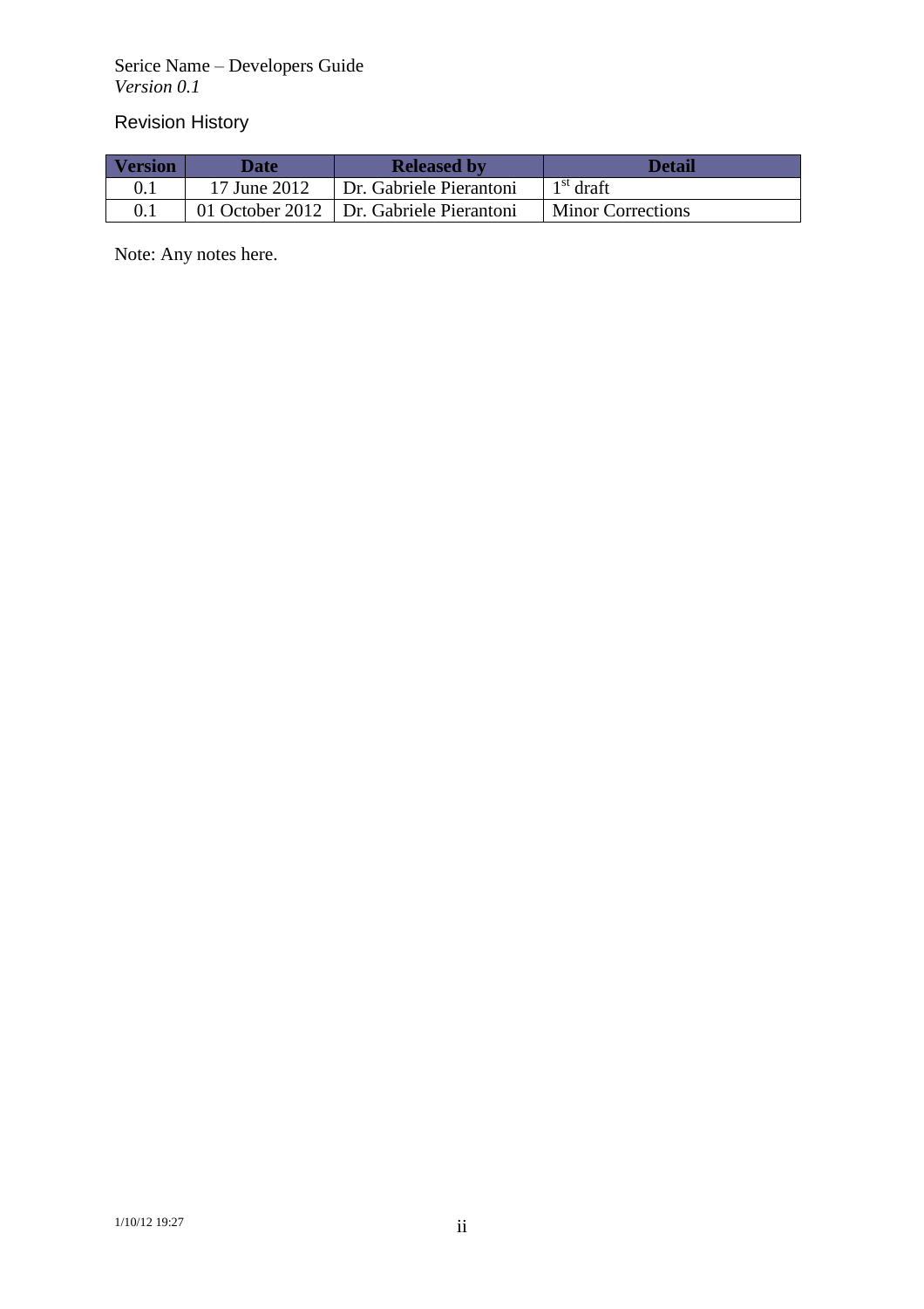Serice Name – Developers Guide
*Version 0.1*

## Revision History

| Version | Date | Released by | Detail |
|---|---|---|---|
| 0.1 | 17 June 2012 | Dr. Gabriele Pierantoni | 1st draft |
| 0.1 | 01 October 2012 | Dr. Gabriele Pierantoni | Minor Corrections |

Note: Any notes here.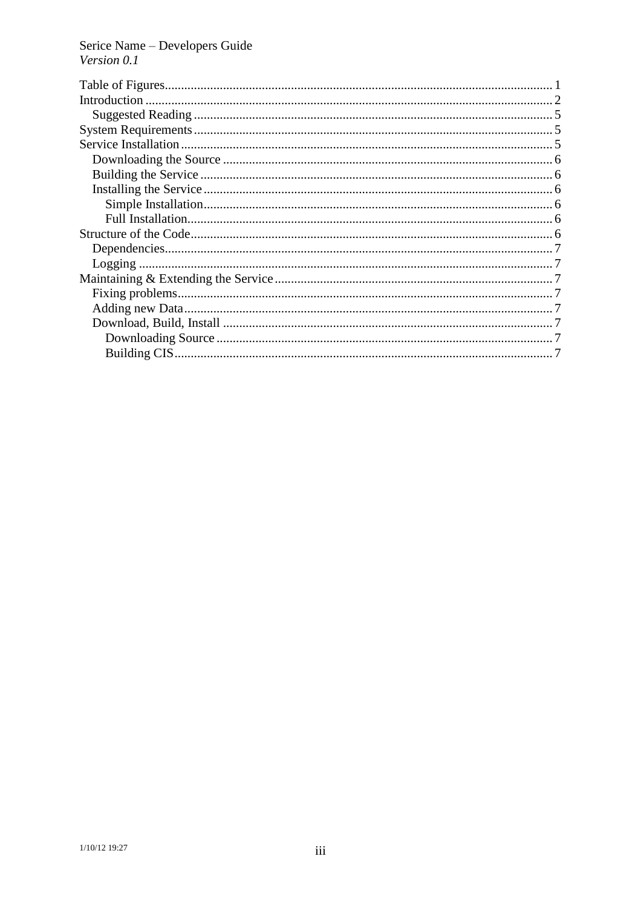Serice Name – Developers Guide
*Version 0.1*

- Table of Figures ........ 1
- Introduction ........ 2
  - Suggested Reading ........ 5
- System Requirements ........ 5
- Service Installation ........ 5
  - Downloading the Source ........ 6
  - Building the Service ........ 6
  - Installing the Service ........ 6
    - Simple Installation ........ 6
    - Full Installation ........ 6
- Structure of the Code ........ 6
  - Dependencies ........ 7
  - Logging ........ 7
- Maintaining & Extending the Service ........ 7
  - Fixing problems ........ 7
  - Adding new Data ........ 7
  - Download, Build, Install ........ 7
    - Downloading Source ........ 7
    - Building CIS ........ 7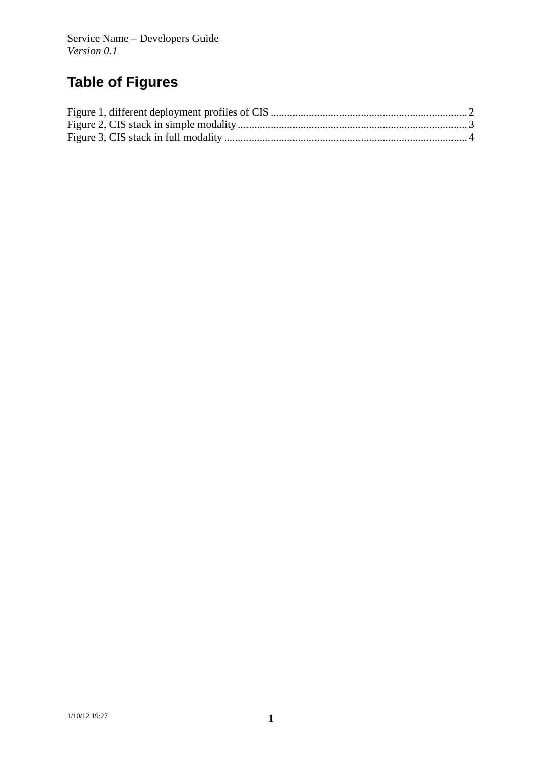# Table of Figures

Figure 1, different deployment profiles of CIS ........................................................................ 2
Figure 2, CIS stack in simple modality .................................................................................... 3
Figure 3, CIS stack in full modality ........................................................................................ 4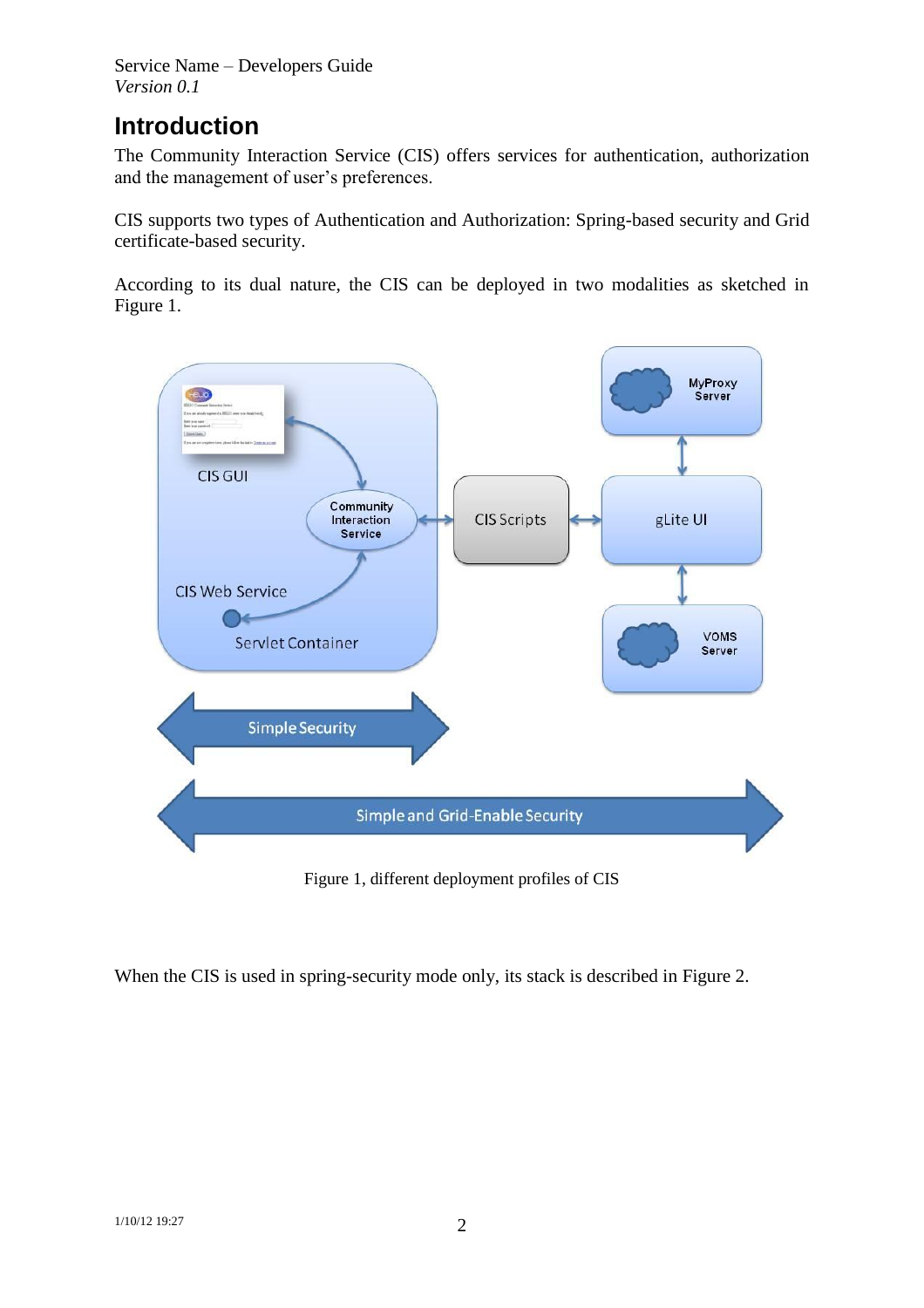## Introduction

The Community Interaction Service (CIS) offers services for authentication, authorization and the management of user's preferences.

CIS supports two types of Authentication and Authorization: Spring-based security and Grid certificate-based security.

According to its dual nature, the CIS can be deployed in two modalities as sketched in Figure 1.

Figure 1, different deployment profiles of CIS

When the CIS is used in spring-security mode only, its stack is described in Figure 2.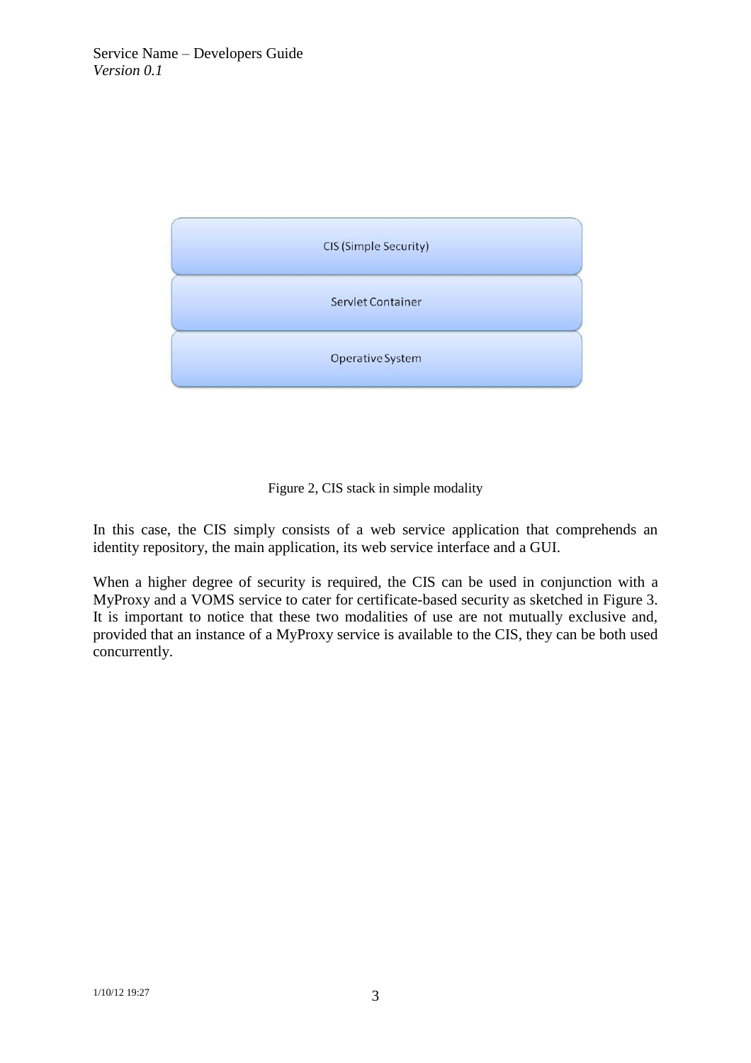CIS (Simple Security)

Servlet Container

Operative System

Figure 2, CIS stack in simple modality

In this case, the CIS simply consists of a web service application that comprehends an identity repository, the main application, its web service interface and a GUI.

When a higher degree of security is required, the CIS can be used in conjunction with a MyProxy and a VOMS service to cater for certificate-based security as sketched in Figure 3. It is important to notice that these two modalities of use are not mutually exclusive and, provided that an instance of a MyProxy service is available to the CIS, they can be both used concurrently.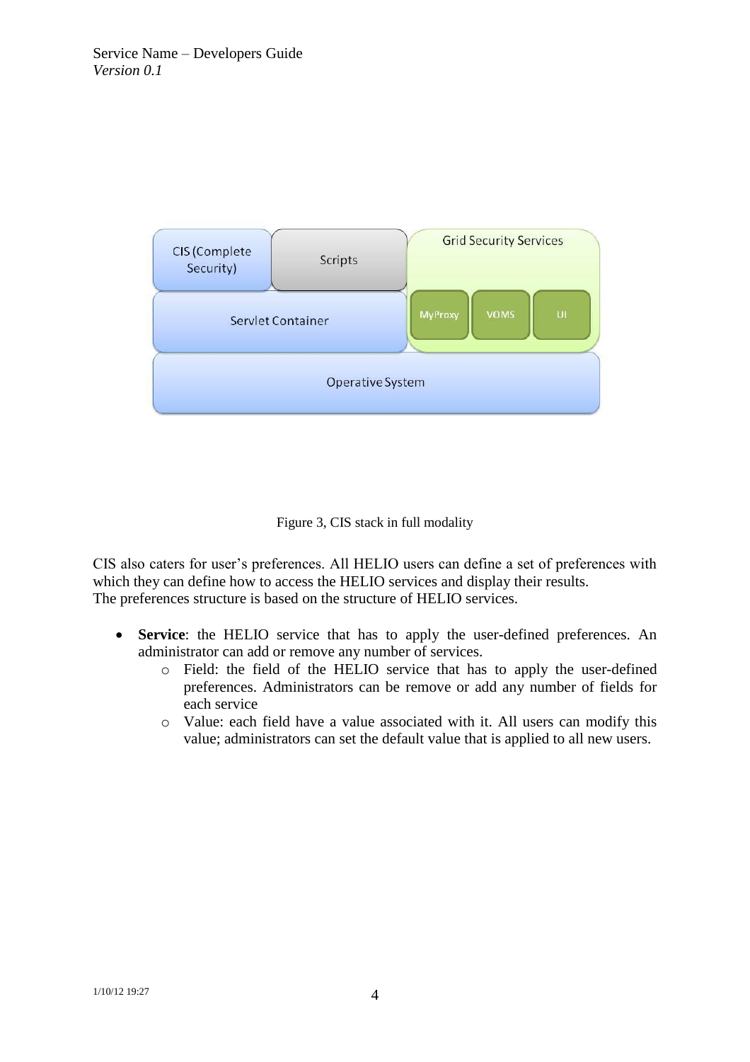Figure 3, CIS stack in full modality

CIS also caters for user's preferences. All HELIO users can define a set of preferences with which they can define how to access the HELIO services and display their results.
The preferences structure is based on the structure of HELIO services.

- **Service**: the HELIO service that has to apply the user-defined preferences. An administrator can add or remove any number of services.
    - Field: the field of the HELIO service that has to apply the user-defined preferences. Administrators can be remove or add any number of fields for each service
    - Value: each field have a value associated with it. All users can modify this value; administrators can set the default value that is applied to all new users.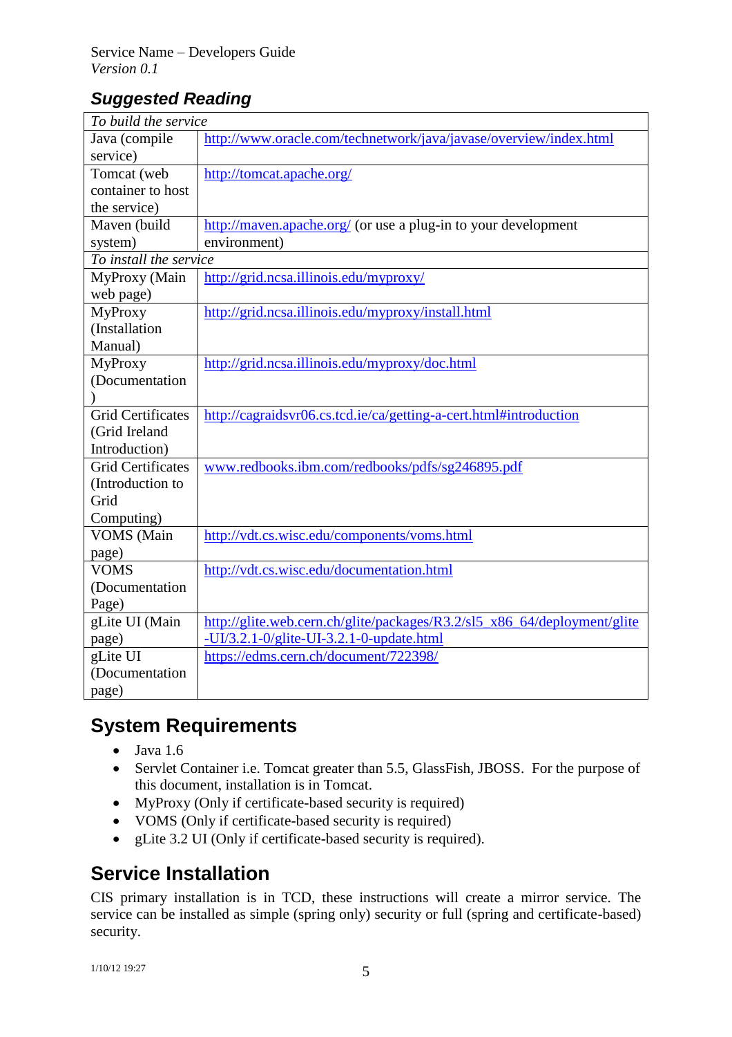## Suggested Reading

| *To build the service* | |
|---|---|
| Java (compile service) | http://www.oracle.com/technetwork/java/javase/overview/index.html |
| Tomcat (web container to host the service) | http://tomcat.apache.org/ |
| Maven (build system) | http://maven.apache.org/ (or use a plug-in to your development environment) |
| *To install the service* | |
| MyProxy (Main web page) | http://grid.ncsa.illinois.edu/myproxy/ |
| MyProxy (Installation Manual) | http://grid.ncsa.illinois.edu/myproxy/install.html |
| MyProxy (Documentation) | http://grid.ncsa.illinois.edu/myproxy/doc.html |
| Grid Certificates (Grid Ireland Introduction) | http://cagraidsvr06.cs.tcd.ie/ca/getting-a-cert.html#introduction |
| Grid Certificates (Introduction to Grid Computing) | www.redbooks.ibm.com/redbooks/pdfs/sg246895.pdf |
| VOMS (Main page) | http://vdt.cs.wisc.edu/components/voms.html |
| VOMS (Documentation Page) | http://vdt.cs.wisc.edu/documentation.html |
| gLite UI (Main page) | http://glite.web.cern.ch/glite/packages/R3.2/sl5_x86_64/deployment/glite-UI/3.2.1-0/glite-UI-3.2.1-0-update.html |
| gLite UI (Documentation page) | https://edms.cern.ch/document/722398/ |

# System Requirements

- Java 1.6
- Servlet Container i.e. Tomcat greater than 5.5, GlassFish, JBOSS. For the purpose of this document, installation is in Tomcat.
- MyProxy (Only if certificate-based security is required)
- VOMS (Only if certificate-based security is required)
- gLite 3.2 UI (Only if certificate-based security is required).

# Service Installation

CIS primary installation is in TCD, these instructions will create a mirror service. The service can be installed as simple (spring only) security or full (spring and certificate-based) security.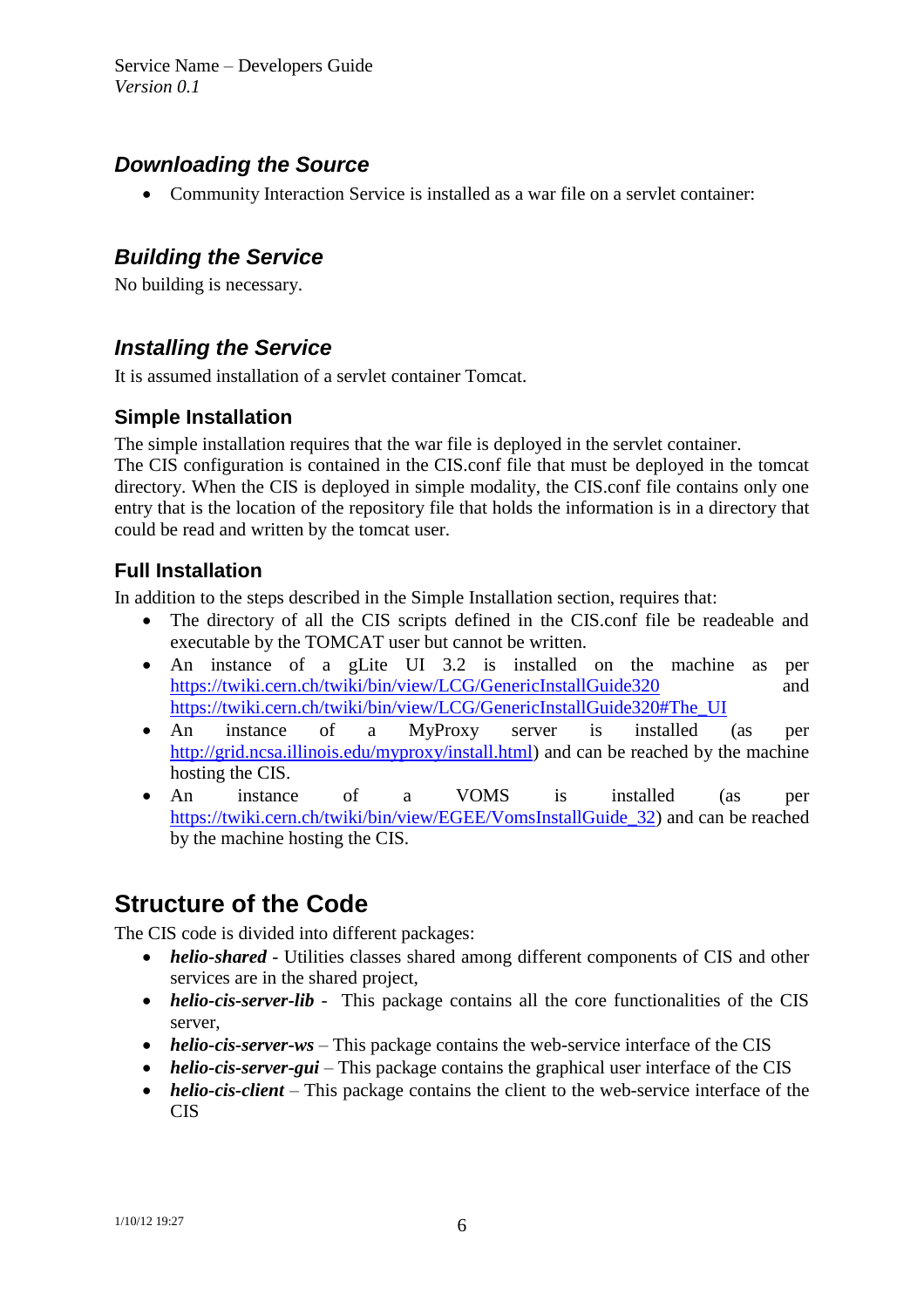### *Downloading the Source*

- Community Interaction Service is installed as a war file on a servlet container:

### *Building the Service*

No building is necessary.

### *Installing the Service*

It is assumed installation of a servlet container Tomcat.

#### Simple Installation

The simple installation requires that the war file is deployed in the servlet container.
The CIS configuration is contained in the CIS.conf file that must be deployed in the tomcat directory. When the CIS is deployed in simple modality, the CIS.conf file contains only one entry that is the location of the repository file that holds the information is in a directory that could be read and written by the tomcat user.

#### Full Installation

In addition to the steps described in the Simple Installation section, requires that:

- The directory of all the CIS scripts defined in the CIS.conf file be readeable and executable by the TOMCAT user but cannot be written.
- An instance of a gLite UI 3.2 is installed on the machine as per https://twiki.cern.ch/twiki/bin/view/LCG/GenericInstallGuide320 and https://twiki.cern.ch/twiki/bin/view/LCG/GenericInstallGuide320#The_UI
- An instance of a MyProxy server is installed (as per http://grid.ncsa.illinois.edu/myproxy/install.html) and can be reached by the machine hosting the CIS.
- An instance of a VOMS is installed (as per https://twiki.cern.ch/twiki/bin/view/EGEE/VomsInstallGuide_32) and can be reached by the machine hosting the CIS.

## Structure of the Code

The CIS code is divided into different packages:

- ***helio-shared*** - Utilities classes shared among different components of CIS and other services are in the shared project,
- ***helio-cis-server-lib*** - This package contains all the core functionalities of the CIS server,
- ***helio-cis-server-ws*** – This package contains the web-service interface of the CIS
- ***helio-cis-server-gui*** – This package contains the graphical user interface of the CIS
- ***helio-cis-client*** – This package contains the client to the web-service interface of the CIS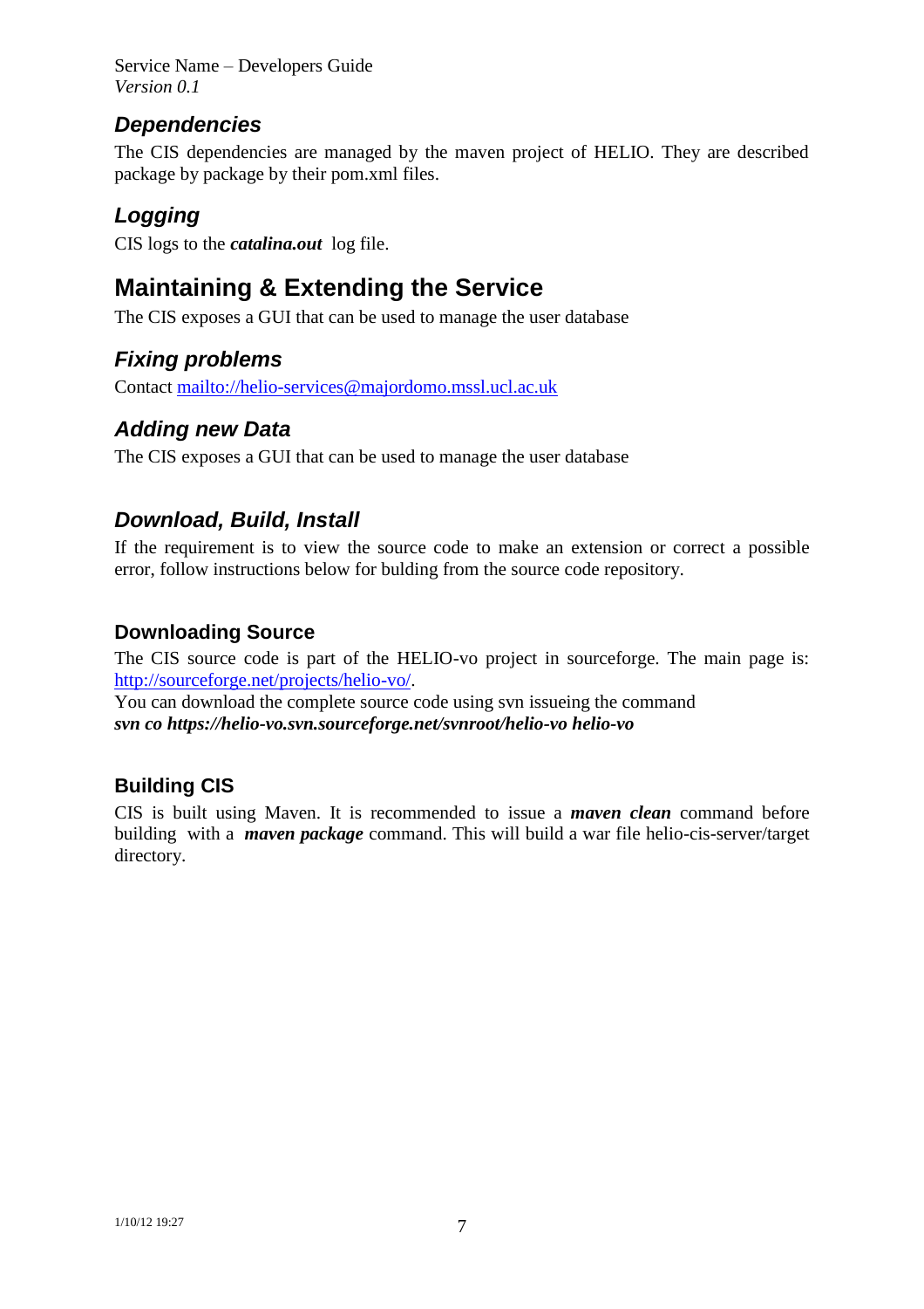## *Dependencies*

The CIS dependencies are managed by the maven project of HELIO. They are described package by package by their pom.xml files.

## *Logging*

CIS logs to the ***catalina.out*** log file.

# Maintaining & Extending the Service

The CIS exposes a GUI that can be used to manage the user database

## *Fixing problems*

Contact [mailto://helio-services@majordomo.mssl.ucl.ac.uk](mailto://helio-services@majordomo.mssl.ucl.ac.uk)

## *Adding new Data*

The CIS exposes a GUI that can be used to manage the user database

## *Download, Build, Install*

If the requirement is to view the source code to make an extension or correct a possible error, follow instructions below for bulding from the source code repository.

### Downloading Source

The CIS source code is part of the HELIO-vo project in sourceforge. The main page is: [http://sourceforge.net/projects/helio-vo/](http://sourceforge.net/projects/helio-vo/).
You can download the complete source code using svn issueing the command
***svn co https://helio-vo.svn.sourceforge.net/svnroot/helio-vo helio-vo***

### Building CIS

CIS is built using Maven. It is recommended to issue a ***maven clean*** command before building with a ***maven package*** command. This will build a war file helio-cis-server/target directory.